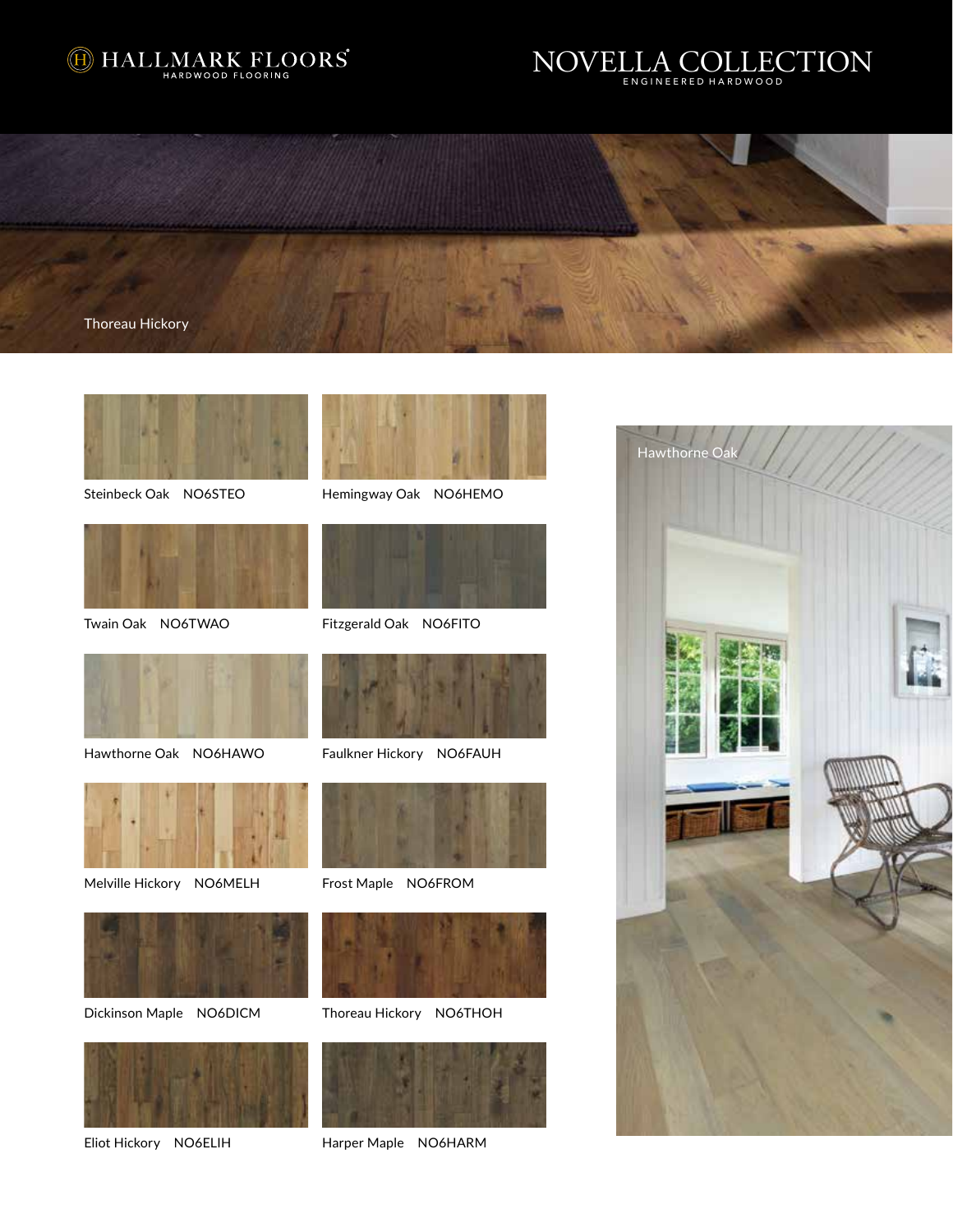HALLMARK FLOORS
HARDWOOD FLOORING

# NOVELLA COLLECTION
ENGINEERED HARDWOOD

Thoreau Hickory

Steinbeck Oak NO6STEO

Hemingway Oak NO6HEMO

Twain Oak NO6TWAO

Fitzgerald Oak NO6FITO

Hawthorne Oak NO6HAWO

Faulkner Hickory NO6FAUH

Melville Hickory NO6MELH

Frost Maple NO6FROM

Dickinson Maple NO6DICM

Thoreau Hickory NO6THOH

Eliot Hickory NO6ELIH

Harper Maple NO6HARM

Hawthorne Oak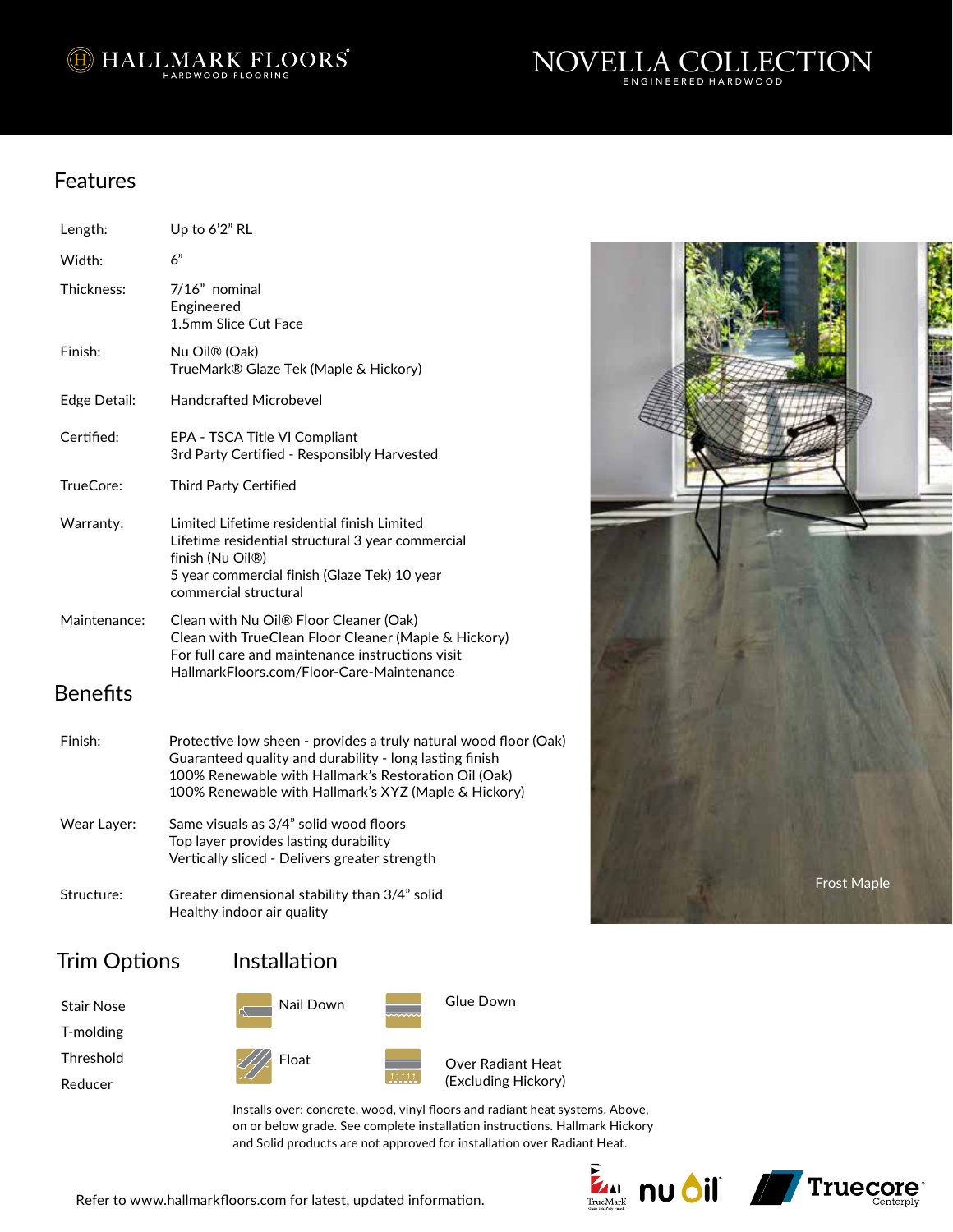HALLMARK FLOORS
HARDWOOD FLOORING

# NOVELLA COLLECTION
ENGINEERED HARDWOOD

## Features

| | |
|---|---|
| Length: | Up to 6'2" RL |
| Width: | 6" |
| Thickness: | 7/16" nominal<br>Engineered<br>1.5mm Slice Cut Face |
| Finish: | Nu Oil® (Oak)<br>TrueMark® Glaze Tek (Maple & Hickory) |
| Edge Detail: | Handcrafted Microbevel |
| Certified: | EPA - TSCA Title VI Compliant<br>3rd Party Certified - Responsibly Harvested |
| TrueCore: | Third Party Certified |
| Warranty: | Limited Lifetime residential finish Limited Lifetime residential structural 3 year commercial finish (Nu Oil®)<br>5 year commercial finish (Glaze Tek) 10 year commercial structural |
| Maintenance: | Clean with Nu Oil® Floor Cleaner (Oak)<br>Clean with TrueClean Floor Cleaner (Maple & Hickory)<br>For full care and maintenance instructions visit HallmarkFloors.com/Floor-Care-Maintenance |

## Benefits

| | |
|---|---|
| Finish: | Protective low sheen - provides a truly natural wood floor (Oak)<br>Guaranteed quality and durability - long lasting finish<br>100% Renewable with Hallmark's Restoration Oil (Oak)<br>100% Renewable with Hallmark's XYZ (Maple & Hickory) |
| Wear Layer: | Same visuals as 3/4" solid wood floors<br>Top layer provides lasting durability<br>Vertically sliced - Delivers greater strength |
| Structure: | Greater dimensional stability than 3/4" solid<br>Healthy indoor air quality |

Frost Maple

## Trim Options

- Stair Nose
- T-molding
- Threshold
- Reducer

## Installation

- Nail Down
- Glue Down
- Float
- Over Radiant Heat (Excluding Hickory)

Installs over: concrete, wood, vinyl floors and radiant heat systems. Above, on or below grade. See complete installation instructions. Hallmark Hickory and Solid products are not approved for installation over Radiant Heat.

Refer to www.hallmarkfloors.com for latest, updated information.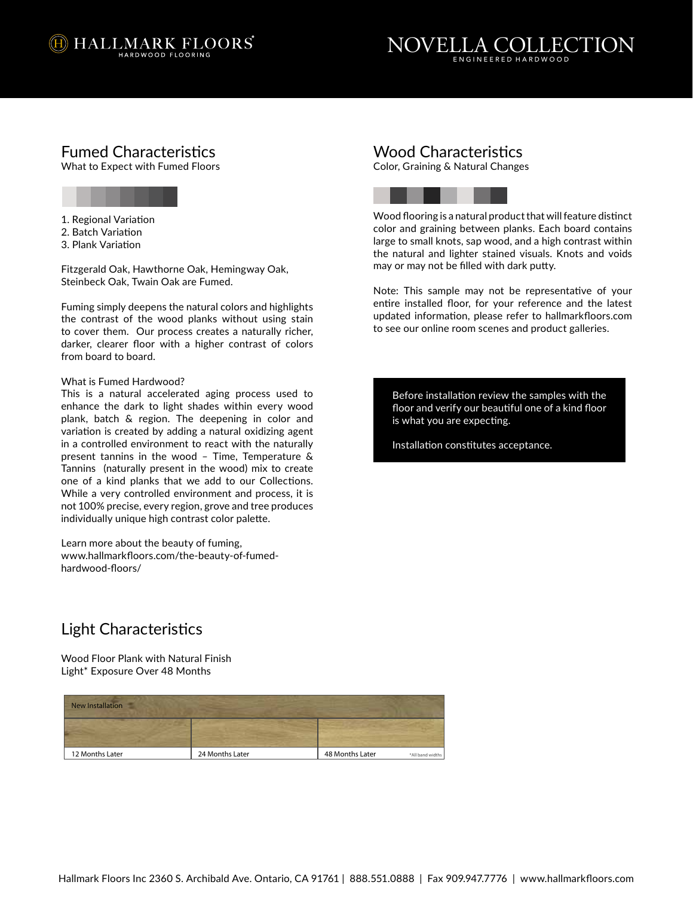# NOVELLA COLLECTION

ENGINEERED HARDWOOD

## Fumed Characteristics

What to Expect with Fumed Floors

1. Regional Variation
2. Batch Variation
3. Plank Variation

Fitzgerald Oak, Hawthorne Oak, Hemingway Oak, Steinbeck Oak, Twain Oak are Fumed.

Fuming simply deepens the natural colors and highlights the contrast of the wood planks without using stain to cover them. Our process creates a naturally richer, darker, clearer floor with a higher contrast of colors from board to board.

What is Fumed Hardwood?
This is a natural accelerated aging process used to enhance the dark to light shades within every wood plank, batch & region. The deepening in color and variation is created by adding a natural oxidizing agent in a controlled environment to react with the naturally present tannins in the wood – Time, Temperature & Tannins (naturally present in the wood) mix to create one of a kind planks that we add to our Collections. While a very controlled environment and process, it is not 100% precise, every region, grove and tree produces individually unique high contrast color palette.

Learn more about the beauty of fuming, www.hallmarkfloors.com/the-beauty-of-fumed-hardwood-floors/

## Wood Characteristics

Color, Graining & Natural Changes

Wood flooring is a natural product that will feature distinct color and graining between planks. Each board contains large to small knots, sap wood, and a high contrast within the natural and lighter stained visuals. Knots and voids may or may not be filled with dark putty.

Note: This sample may not be representative of your entire installed floor, for your reference and the latest updated information, please refer to hallmarkfloors.com to see our online room scenes and product galleries.

Before installation review the samples with the floor and verify our beautiful one of a kind floor is what you are expecting.

Installation constitutes acceptance.

## Light Characteristics

Wood Floor Plank with Natural Finish
Light* Exposure Over 48 Months

New Installation

| 12 Months Later | 24 Months Later | 48 Months Later |
| --- | --- | --- |

*All band widths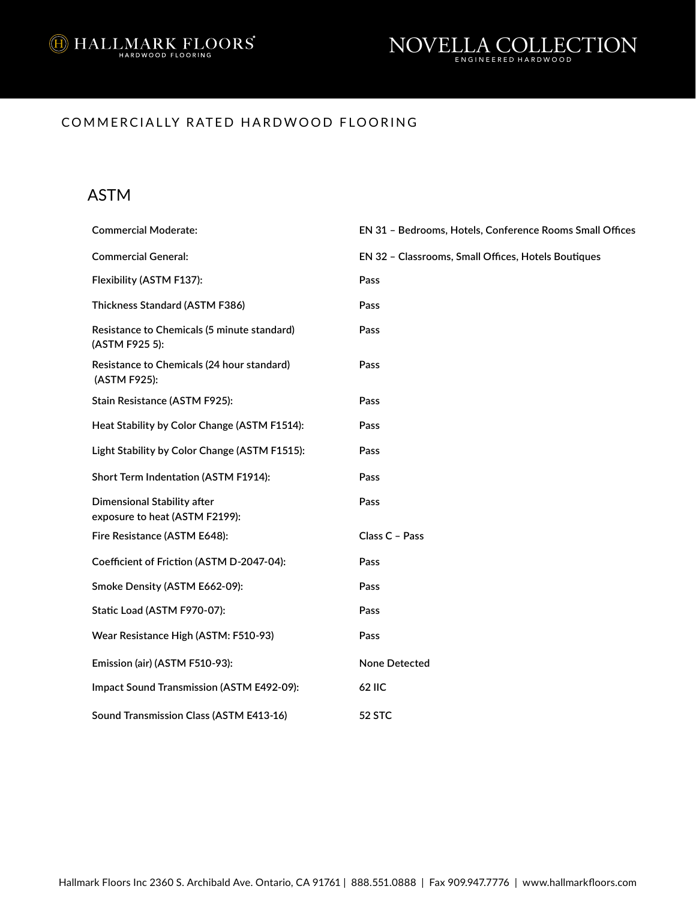HALLMARK FLOORS®
HARDWOOD FLOORING

NOVELLA COLLECTION
ENGINEERED HARDWOOD

COMMERCIALLY RATED HARDWOOD FLOORING

## ASTM

| | |
|---|---|
| **Commercial Moderate:** | **EN 31 – Bedrooms, Hotels, Conference Rooms Small Offices** |
| **Commercial General:** | **EN 32 – Classrooms, Small Offices, Hotels Boutiques** |
| **Flexibility (ASTM F137):** | **Pass** |
| **Thickness Standard (ASTM F386)** | **Pass** |
| **Resistance to Chemicals (5 minute standard) (ASTM F925 5):** | **Pass** |
| **Resistance to Chemicals (24 hour standard) (ASTM F925):** | **Pass** |
| **Stain Resistance (ASTM F925):** | **Pass** |
| **Heat Stability by Color Change (ASTM F1514):** | **Pass** |
| **Light Stability by Color Change (ASTM F1515):** | **Pass** |
| **Short Term Indentation (ASTM F1914):** | **Pass** |
| **Dimensional Stability after exposure to heat (ASTM F2199):** | **Pass** |
| **Fire Resistance (ASTM E648):** | **Class C – Pass** |
| **Coefficient of Friction (ASTM D-2047-04):** | **Pass** |
| **Smoke Density (ASTM E662-09):** | **Pass** |
| **Static Load (ASTM F970-07):** | **Pass** |
| **Wear Resistance High (ASTM: F510-93)** | **Pass** |
| **Emission (air) (ASTM F510-93):** | **None Detected** |
| **Impact Sound Transmission (ASTM E492-09):** | **62 IIC** |
| **Sound Transmission Class (ASTM E413-16)** | **52 STC** |

Hallmark Floors Inc 2360 S. Archibald Ave. Ontario, CA 91761 | 888.551.0888 | Fax 909.947.7776 | www.hallmarkfloors.com